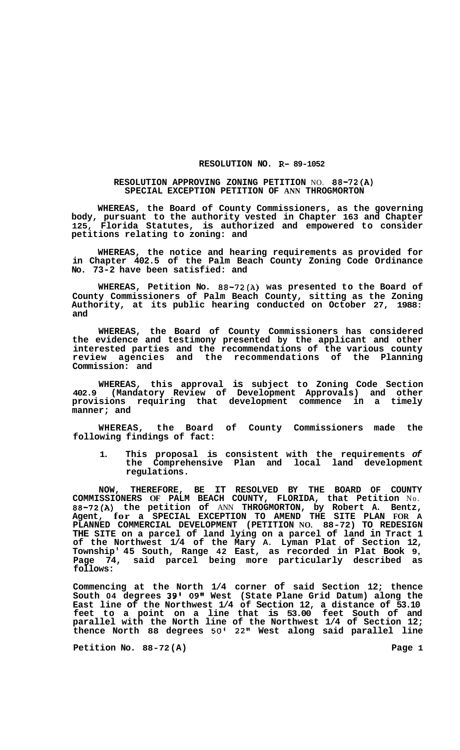**RESOLUTION NO. R- 89-1052**

**RESOLUTION APPROVING ZONING PETITION NO. 88-72(A) SPECIAL EXCEPTION PETITION OF ANN THROGMORTON**

**WHEREAS, the Board of County Commissioners, as the governing body, pursuant to the authority vested in Chapter 163 and Chapter 125, Florida Statutes, is authorized and empowered to consider petitions relating to zoning: and**

**WHEREAS, the notice and hearing requirements as provided for in Chapter 402.5 of the Palm Beach County Zoning Code Ordinance No. 73-2 have been satisfied: and**

**WHEREAS, Petition No. 88-72(A) was presented to the Board of County Commissioners of Palm Beach County, sitting as the Zoning Authority, at its public hearing conducted on October 27, 1988: and**

**WHEREAS, the Board of County Commissioners has considered the evidence and testimony presented by the applicant and other interested parties and the recommendations of the various county review agencies and the recommendations of the Planning Commission: and**

**WHEREAS, this approval is subject to Zoning Code Section 402.9 (Mandatory Review of Development Approvals) and other provisions requiring that development commence in a timely manner; and**

**WHEREAS, the Board of County Commissioners made the following findings of fact:**

1. **This proposal is consistent with the requirements of the Comprehensive Plan and local land development regulations.**

**NOW, THEREFORE, BE IT RESOLVED BY THE BOARD OF COUNTY COMMISSIONERS OF PALM BEACH COUNTY, FLORIDA, that Petition No. 88-72(A) the petition of ANN THROGMORTON, by Robert A. Bentz, Agent, for a SPECIAL EXCEPTION TO AMEND THE SITE PLAN FOR A PLANNED COMMERCIAL DEVELOPMENT (PETITION NO. 88-72) TO REDESIGN THE SITE on a parcel of land lying on a parcel of land in Tract 1 of the Northwest 1/4 of the Mary A. Lyman Plat of Section 12, Township' 45 South, Range 42 East, as recorded in Plat Book 9, Page 74, said parcel being more particularly described as follows:**

**Commencing at the North 1/4 corner of said Section 12; thence South 04 degrees 39' 09" West (State Plane Grid Datum) along the East line of the Northwest 1/4 of Section 12, a distance of 53.10 feet to a point on a line that is 53.00 feet South of and parallel with the North line of the Northwest 1/4 of Section 12; thence North 88 degrees 50' 22" West along said parallel line**

**Petition No. 88-72(A)**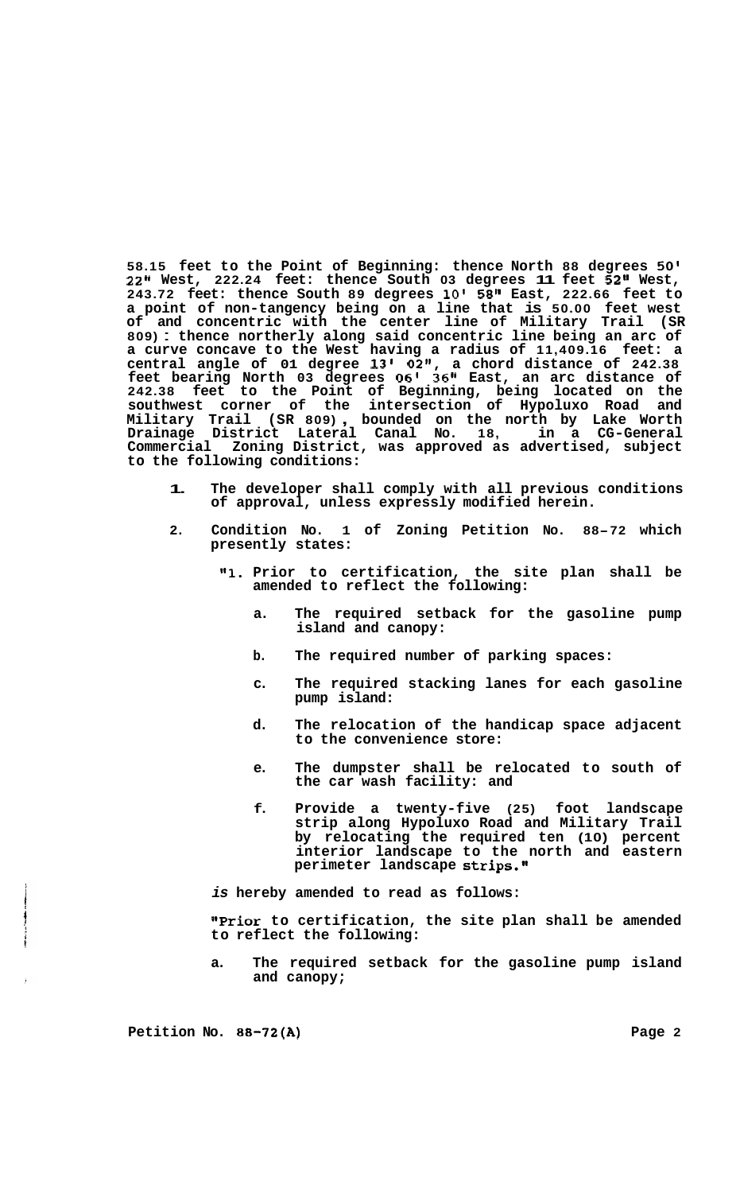58.15 feet to the Point of Beginning: thence North 88 degrees 50' 22" West, 222.24 feet: thence South 03 degrees 11 feet 52" West, 243.72 feet: thence South 89 degrees 10' 58" East, 222.66 feet to a point of non-tangency being on a line that is 50.00 feet west of and concentric with the center line of Military Trail (SR 809): thence northerly along said concentric line being an arc of a curve concave to the West having a radius of 11,409.16 feet: a central angle of 01 degree 13' 02", a chord distance of 242.38 feet bearing North 03 degrees 06' 36" East, an arc distance of 242.38 feet to the Point of Beginning, being located on the southwest corner of the intersection of Hypoluxo Road and Military Trail (SR 809), bounded on the north by Lake Worth Drainage District Lateral Canal No. 18, in a CG-General Commercial Zoning District, was approved as advertised, subject to the following conditions:

1. The developer shall comply with all previous conditions of approval, unless expressly modified herein.

2. Condition No. 1 of Zoning Petition No. 88-72 which presently states:

   "1. Prior to certification, the site plan shall be amended to reflect the following:

      a. The required setback for the gasoline pump island and canopy:

      b. The required number of parking spaces:

      c. The required stacking lanes for each gasoline pump island:

      d. The relocation of the handicap space adjacent to the convenience store:

      e. The dumpster shall be relocated to south of the car wash facility: and

      f. Provide a twenty-five (25) foot landscape strip along Hypoluxo Road and Military Trail by relocating the required ten (10) percent interior landscape to the north and eastern perimeter landscape strips."

   *is* hereby amended to read as follows:

   "Prior to certification, the site plan shall be amended to reflect the following:

   a. The required setback for the gasoline pump island and canopy;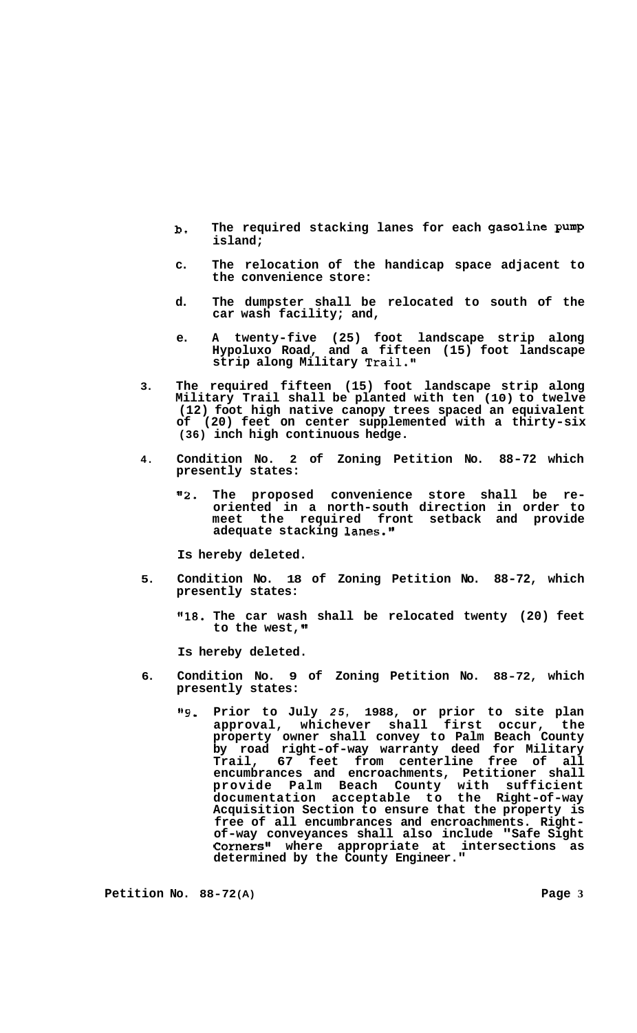b. The required stacking lanes for each gasoline pump island;

c. The relocation of the handicap space adjacent to the convenience store:

d. The dumpster shall be relocated to south of the car wash facility; and,

e. A twenty-five (25) foot landscape strip along Hypoluxo Road, and a fifteen (15) foot landscape strip along Military Trail."

3. The required fifteen (15) foot landscape strip along Military Trail shall be planted with ten (10) to twelve (12) foot high native canopy trees spaced an equivalent of (20) feet on center supplemented with a thirty-six (36) inch high continuous hedge.

4. Condition No. 2 of Zoning Petition No. 88-72 which presently states:

   "2. The proposed convenience store shall be re-oriented in a north-south direction in order to meet the required front setback and provide adequate stacking lanes."

   Is hereby deleted.

5. Condition No. 18 of Zoning Petition No. 88-72, which presently states:

   "18. The car wash shall be relocated twenty (20) feet to the west,"

   Is hereby deleted.

6. Condition No. 9 of Zoning Petition No. 88-72, which presently states:

   "9. Prior to July 25, 1988, or prior to site plan approval, whichever shall first occur, the property owner shall convey to Palm Beach County by road right-of-way warranty deed for Military Trail, 67 feet from centerline free of all encumbrances and encroachments, Petitioner shall provide Palm Beach County with sufficient documentation acceptable to the Right-of-way Acquisition Section to ensure that the property is free of all encumbrances and encroachments. Right-of-way conveyances shall also include "Safe Sight Corners" where appropriate at intersections as determined by the County Engineer."

Petition No. 88-72(A)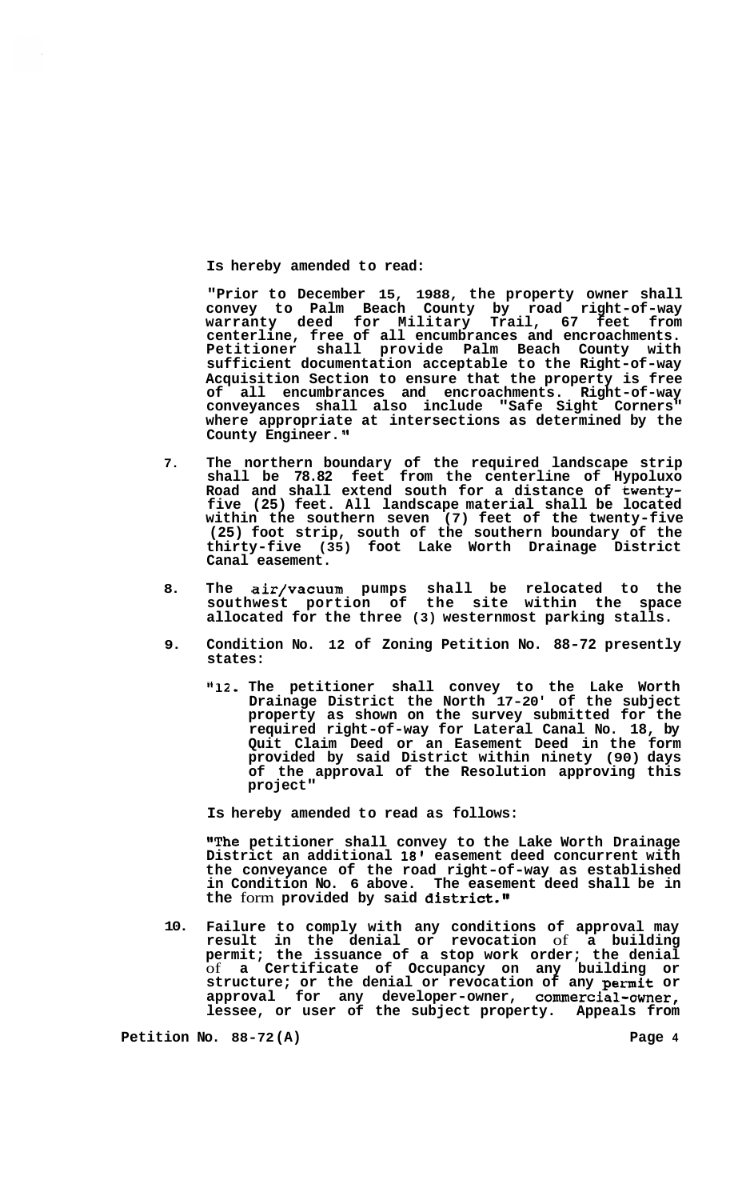Is hereby amended to read:

"Prior to December 15, 1988, the property owner shall convey to Palm Beach County by road right-of-way warranty deed for Military Trail, 67 feet from centerline, free of all encumbrances and encroachments. Petitioner shall provide Palm Beach County with sufficient documentation acceptable to the Right-of-way Acquisition Section to ensure that the property is free of all encumbrances and encroachments. Right-of-way conveyances shall also include "Safe Sight Corners" where appropriate at intersections as determined by the County Engineer."

7. The northern boundary of the required landscape strip shall be 78.82 feet from the centerline of Hypoluxo Road and shall extend south for a distance of twenty-five (25) feet. All landscape material shall be located within the southern seven (7) feet of the twenty-five (25) foot strip, south of the southern boundary of the thirty-five (35) foot Lake Worth Drainage District Canal easement.

8. The air/vacuum pumps shall be relocated to the southwest portion of the site within the space allocated for the three (3) westernmost parking stalls.

9. Condition No. 12 of Zoning Petition No. 88-72 presently states:

   "12. The petitioner shall convey to the Lake Worth Drainage District the North 17-20' of the subject property as shown on the survey submitted for the required right-of-way for Lateral Canal No. 18, by Quit Claim Deed or an Easement Deed in the form provided by said District within ninety (90) days of the approval of the Resolution approving this project"

   Is hereby amended to read as follows:

   "The petitioner shall convey to the Lake Worth Drainage District an additional 18' easement deed concurrent with the conveyance of the road right-of-way as established in Condition No. 6 above. The easement deed shall be in the form provided by said district."

10. Failure to comply with any conditions of approval may result in the denial or revocation of a building permit; the issuance of a stop work order; the denial of a Certificate of Occupancy on any building or structure; or the denial or revocation of any permit or approval for any developer-owner, commercial-owner, lessee, or user of the subject property. Appeals from

Petition No. 88-72(A)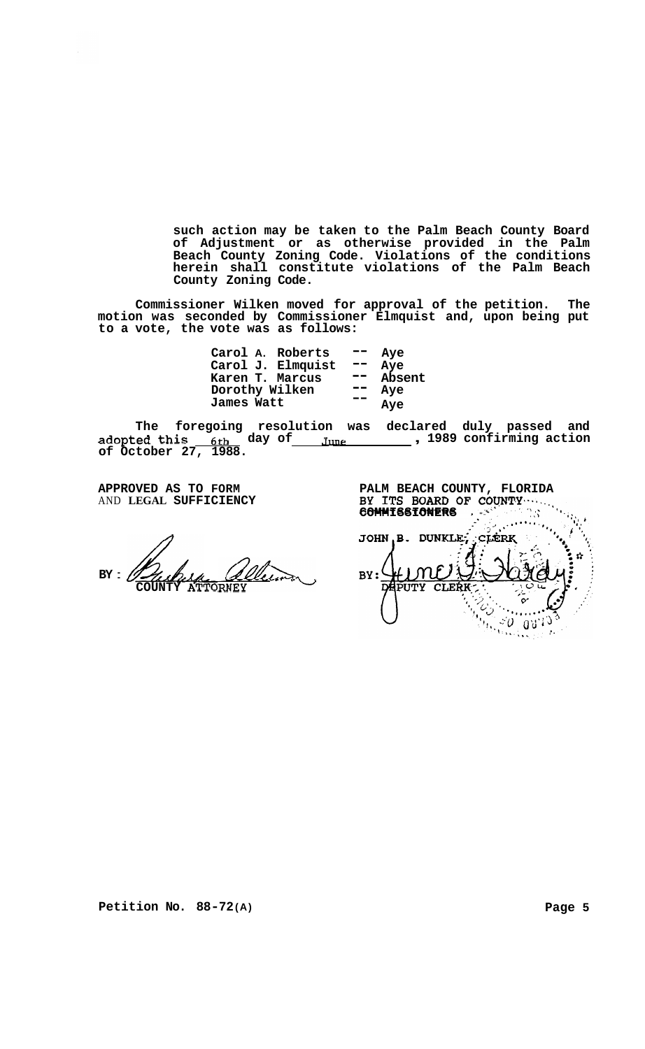such action may be taken to the Palm Beach County Board of Adjustment or as otherwise provided in the Palm Beach County Zoning Code. Violations of the conditions herein shall constitute violations of the Palm Beach County Zoning Code.

Commissioner Wilken moved for approval of the petition. The motion was seconded by Commissioner Elmquist and, upon being put to a vote, the vote was as follows:

| | | |
|---|---|---|
| Carol A. Roberts | -- | Aye |
| Carol J. Elmquist | -- | Aye |
| Karen T. Marcus | -- | Absent |
| Dorothy Wilken | -- | Aye |
| James Watt | -- | Aye |

The foregoing resolution was declared duly passed and adopted this 6th day of June, 1989 confirming action of October 27, 1988.

APPROVED AS TO FORM AND LEGAL SUFFICIENCY

BY: COUNTY ATTORNEY

PALM BEACH COUNTY, FLORIDA BY ITS BOARD OF COUNTY COMMISSIONERS

JOHN B. DUNKLE, CLERK

BY: DEPUTY CLERK

Petition No. 88-72(A)